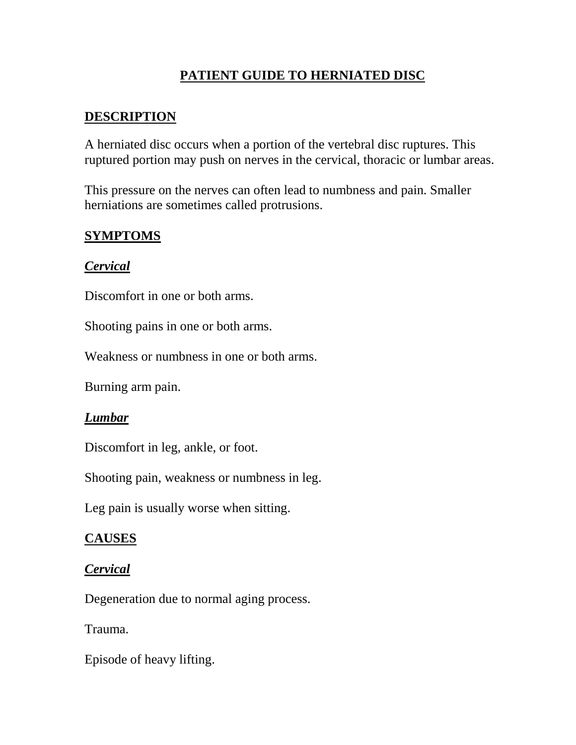# PATIENT GUIDE TO HERNIATED DISC

## DESCRIPTION

A herniated disc occurs when a portion of the vertebral disc ruptures. This ruptured portion may push on nerves in the cervical, thoracic or lumbar areas.

This pressure on the nerves can often lead to numbness and pain. Smaller herniations are sometimes called protrusions.

## SYMPTOMS

### *Cervical*

Discomfort in one or both arms.

Shooting pains in one or both arms.

Weakness or numbness in one or both arms.

Burning arm pain.

### *Lumbar*

Discomfort in leg, ankle, or foot.

Shooting pain, weakness or numbness in leg.

Leg pain is usually worse when sitting.

## CAUSES

### *Cervical*

Degeneration due to normal aging process.

Trauma.

Episode of heavy lifting.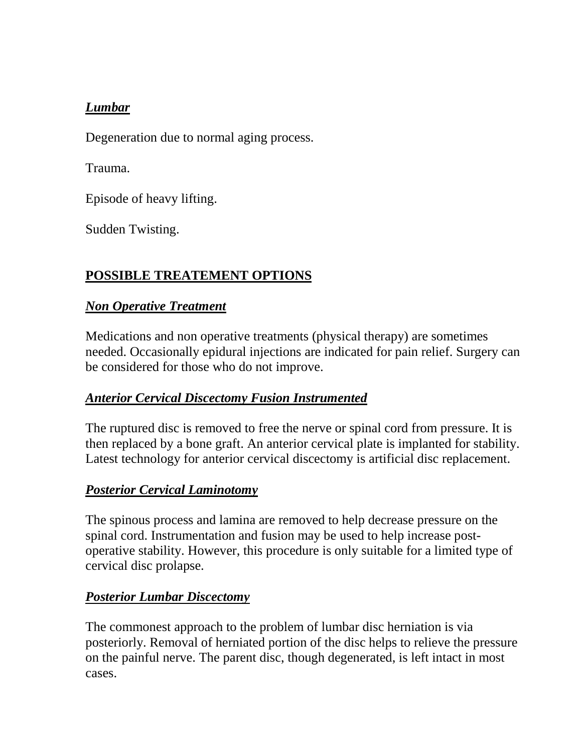***Lumbar***

Degeneration due to normal aging process.

Trauma.

Episode of heavy lifting.

Sudden Twisting.

## **POSSIBLE TREATEMENT OPTIONS**

***Non Operative Treatment***

Medications and non operative treatments (physical therapy) are sometimes needed. Occasionally epidural injections are indicated for pain relief. Surgery can be considered for those who do not improve.

***Anterior Cervical Discectomy Fusion Instrumented***

The ruptured disc is removed to free the nerve or spinal cord from pressure. It is then replaced by a bone graft. An anterior cervical plate is implanted for stability. Latest technology for anterior cervical discectomy is artificial disc replacement.

***Posterior Cervical Laminotomy***

The spinous process and lamina are removed to help decrease pressure on the spinal cord. Instrumentation and fusion may be used to help increase post-operative stability. However, this procedure is only suitable for a limited type of cervical disc prolapse.

***Posterior Lumbar Discectomy***

The commonest approach to the problem of lumbar disc herniation is via posteriorly. Removal of herniated portion of the disc helps to relieve the pressure on the painful nerve. The parent disc, though degenerated, is left intact in most cases.